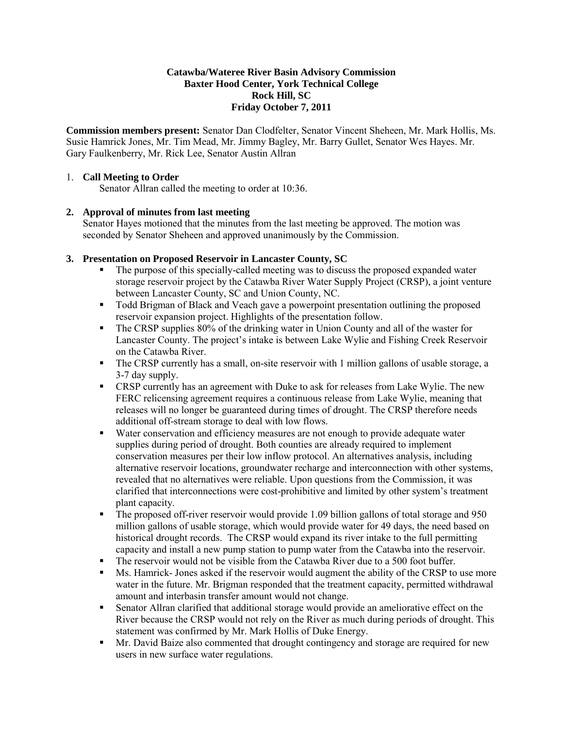**Catawba/Wateree River Basin Advisory Commission**
**Baxter Hood Center, York Technical College**
**Rock Hill, SC**
**Friday October 7, 2011**

**Commission members present:** Senator Dan Clodfelter, Senator Vincent Sheheen, Mr. Mark Hollis, Ms. Susie Hamrick Jones, Mr. Tim Mead, Mr. Jimmy Bagley, Mr. Barry Gullet, Senator Wes Hayes. Mr. Gary Faulkenberry, Mr. Rick Lee, Senator Austin Allran

1. **Call Meeting to Order**
   Senator Allran called the meeting to order at 10:36.

2. **Approval of minutes from last meeting**
   Senator Hayes motioned that the minutes from the last meeting be approved. The motion was seconded by Senator Sheheen and approved unanimously by the Commission.

3. **Presentation on Proposed Reservoir in Lancaster County, SC**
   - The purpose of this specially-called meeting was to discuss the proposed expanded water storage reservoir project by the Catawba River Water Supply Project (CRSP), a joint venture between Lancaster County, SC and Union County, NC.
   - Todd Brigman of Black and Veach gave a powerpoint presentation outlining the proposed reservoir expansion project. Highlights of the presentation follow.
   - The CRSP supplies 80% of the drinking water in Union County and all of the waster for Lancaster County. The project's intake is between Lake Wylie and Fishing Creek Reservoir on the Catawba River.
   - The CRSP currently has a small, on-site reservoir with 1 million gallons of usable storage, a 3-7 day supply.
   - CRSP currently has an agreement with Duke to ask for releases from Lake Wylie. The new FERC relicensing agreement requires a continuous release from Lake Wylie, meaning that releases will no longer be guaranteed during times of drought. The CRSP therefore needs additional off-stream storage to deal with low flows.
   - Water conservation and efficiency measures are not enough to provide adequate water supplies during period of drought. Both counties are already required to implement conservation measures per their low inflow protocol. An alternatives analysis, including alternative reservoir locations, groundwater recharge and interconnection with other systems, revealed that no alternatives were reliable. Upon questions from the Commission, it was clarified that interconnections were cost-prohibitive and limited by other system's treatment plant capacity.
   - The proposed off-river reservoir would provide 1.09 billion gallons of total storage and 950 million gallons of usable storage, which would provide water for 49 days, the need based on historical drought records. The CRSP would expand its river intake to the full permitting capacity and install a new pump station to pump water from the Catawba into the reservoir.
   - The reservoir would not be visible from the Catawba River due to a 500 foot buffer.
   - Ms. Hamrick- Jones asked if the reservoir would augment the ability of the CRSP to use more water in the future. Mr. Brigman responded that the treatment capacity, permitted withdrawal amount and interbasin transfer amount would not change.
   - Senator Allran clarified that additional storage would provide an ameliorative effect on the River because the CRSP would not rely on the River as much during periods of drought. This statement was confirmed by Mr. Mark Hollis of Duke Energy.
   - Mr. David Baize also commented that drought contingency and storage are required for new users in new surface water regulations.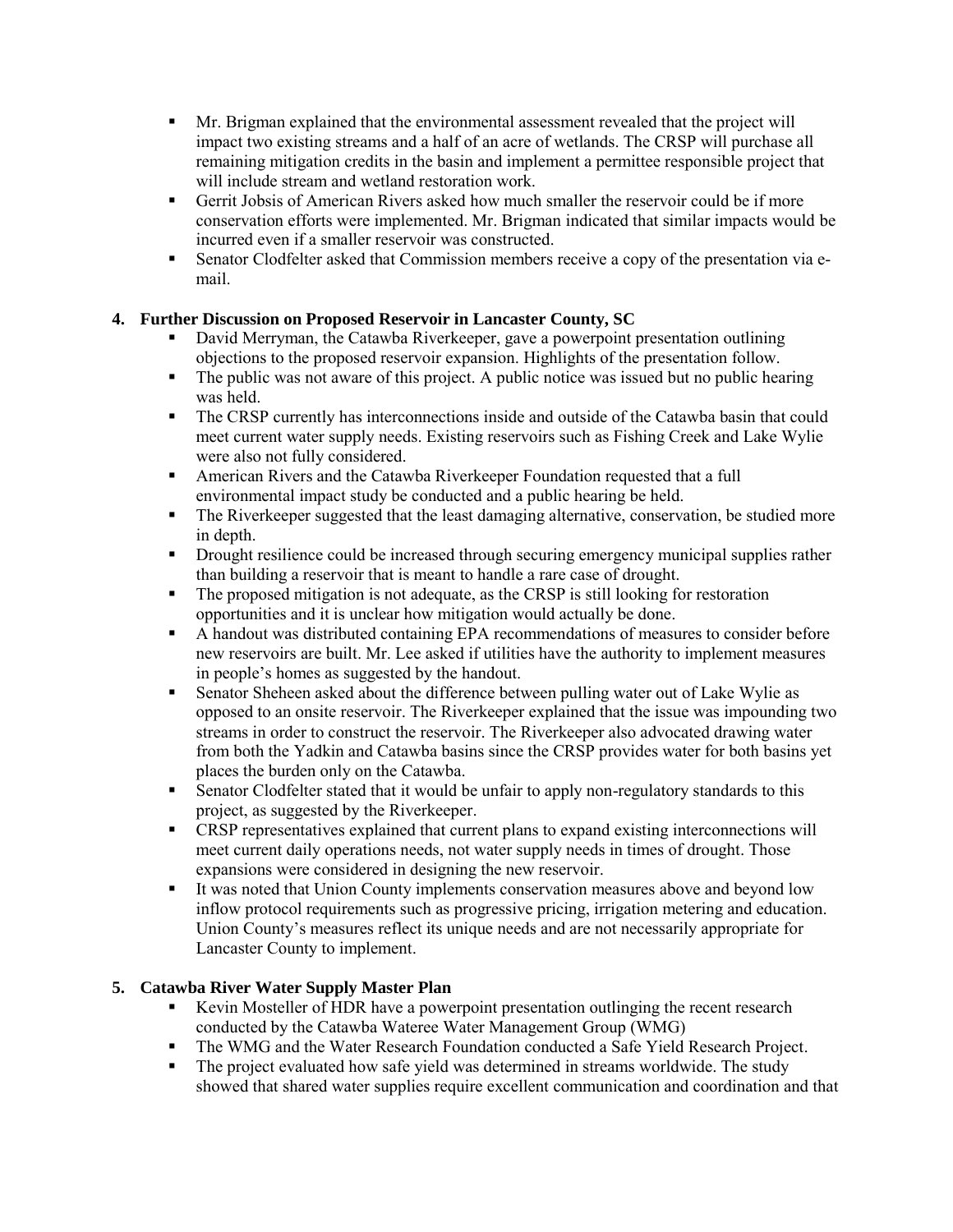- Mr. Brigman explained that the environmental assessment revealed that the project will impact two existing streams and a half of an acre of wetlands. The CRSP will purchase all remaining mitigation credits in the basin and implement a permittee responsible project that will include stream and wetland restoration work.
- Gerrit Jobsis of American Rivers asked how much smaller the reservoir could be if more conservation efforts were implemented. Mr. Brigman indicated that similar impacts would be incurred even if a smaller reservoir was constructed.
- Senator Clodfelter asked that Commission members receive a copy of the presentation via e-mail.

**4. Further Discussion on Proposed Reservoir in Lancaster County, SC**

- David Merryman, the Catawba Riverkeeper, gave a powerpoint presentation outlining objections to the proposed reservoir expansion. Highlights of the presentation follow.
- The public was not aware of this project. A public notice was issued but no public hearing was held.
- The CRSP currently has interconnections inside and outside of the Catawba basin that could meet current water supply needs. Existing reservoirs such as Fishing Creek and Lake Wylie were also not fully considered.
- American Rivers and the Catawba Riverkeeper Foundation requested that a full environmental impact study be conducted and a public hearing be held.
- The Riverkeeper suggested that the least damaging alternative, conservation, be studied more in depth.
- Drought resilience could be increased through securing emergency municipal supplies rather than building a reservoir that is meant to handle a rare case of drought.
- The proposed mitigation is not adequate, as the CRSP is still looking for restoration opportunities and it is unclear how mitigation would actually be done.
- A handout was distributed containing EPA recommendations of measures to consider before new reservoirs are built. Mr. Lee asked if utilities have the authority to implement measures in people's homes as suggested by the handout.
- Senator Sheheen asked about the difference between pulling water out of Lake Wylie as opposed to an onsite reservoir. The Riverkeeper explained that the issue was impounding two streams in order to construct the reservoir. The Riverkeeper also advocated drawing water from both the Yadkin and Catawba basins since the CRSP provides water for both basins yet places the burden only on the Catawba.
- Senator Clodfelter stated that it would be unfair to apply non-regulatory standards to this project, as suggested by the Riverkeeper.
- CRSP representatives explained that current plans to expand existing interconnections will meet current daily operations needs, not water supply needs in times of drought. Those expansions were considered in designing the new reservoir.
- It was noted that Union County implements conservation measures above and beyond low inflow protocol requirements such as progressive pricing, irrigation metering and education. Union County's measures reflect its unique needs and are not necessarily appropriate for Lancaster County to implement.

**5. Catawba River Water Supply Master Plan**

- Kevin Mosteller of HDR have a powerpoint presentation outlinging the recent research conducted by the Catawba Wateree Water Management Group (WMG)
- The WMG and the Water Research Foundation conducted a Safe Yield Research Project.
- The project evaluated how safe yield was determined in streams worldwide. The study showed that shared water supplies require excellent communication and coordination and that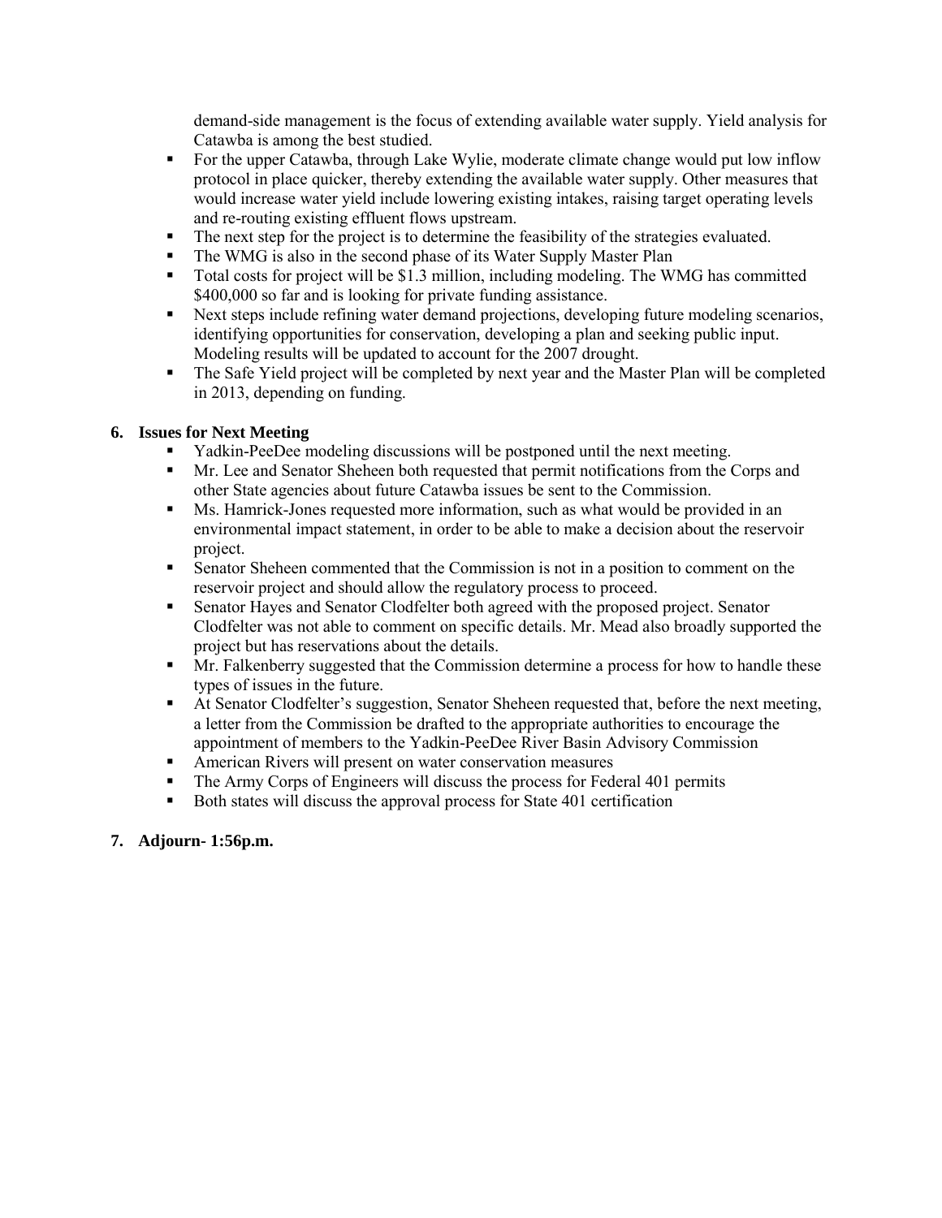demand-side management is the focus of extending available water supply. Yield analysis for Catawba is among the best studied.

- For the upper Catawba, through Lake Wylie, moderate climate change would put low inflow protocol in place quicker, thereby extending the available water supply. Other measures that would increase water yield include lowering existing intakes, raising target operating levels and re-routing existing effluent flows upstream.
- The next step for the project is to determine the feasibility of the strategies evaluated.
- The WMG is also in the second phase of its Water Supply Master Plan
- Total costs for project will be $1.3 million, including modeling. The WMG has committed $400,000 so far and is looking for private funding assistance.
- Next steps include refining water demand projections, developing future modeling scenarios, identifying opportunities for conservation, developing a plan and seeking public input. Modeling results will be updated to account for the 2007 drought.
- The Safe Yield project will be completed by next year and the Master Plan will be completed in 2013, depending on funding.

**6. Issues for Next Meeting**

- Yadkin-PeeDee modeling discussions will be postponed until the next meeting.
- Mr. Lee and Senator Sheheen both requested that permit notifications from the Corps and other State agencies about future Catawba issues be sent to the Commission.
- Ms. Hamrick-Jones requested more information, such as what would be provided in an environmental impact statement, in order to be able to make a decision about the reservoir project.
- Senator Sheheen commented that the Commission is not in a position to comment on the reservoir project and should allow the regulatory process to proceed.
- Senator Hayes and Senator Clodfelter both agreed with the proposed project. Senator Clodfelter was not able to comment on specific details. Mr. Mead also broadly supported the project but has reservations about the details.
- Mr. Falkenberry suggested that the Commission determine a process for how to handle these types of issues in the future.
- At Senator Clodfelter's suggestion, Senator Sheheen requested that, before the next meeting, a letter from the Commission be drafted to the appropriate authorities to encourage the appointment of members to the Yadkin-PeeDee River Basin Advisory Commission
- American Rivers will present on water conservation measures
- The Army Corps of Engineers will discuss the process for Federal 401 permits
- Both states will discuss the approval process for State 401 certification

**7. Adjourn- 1:56p.m.**